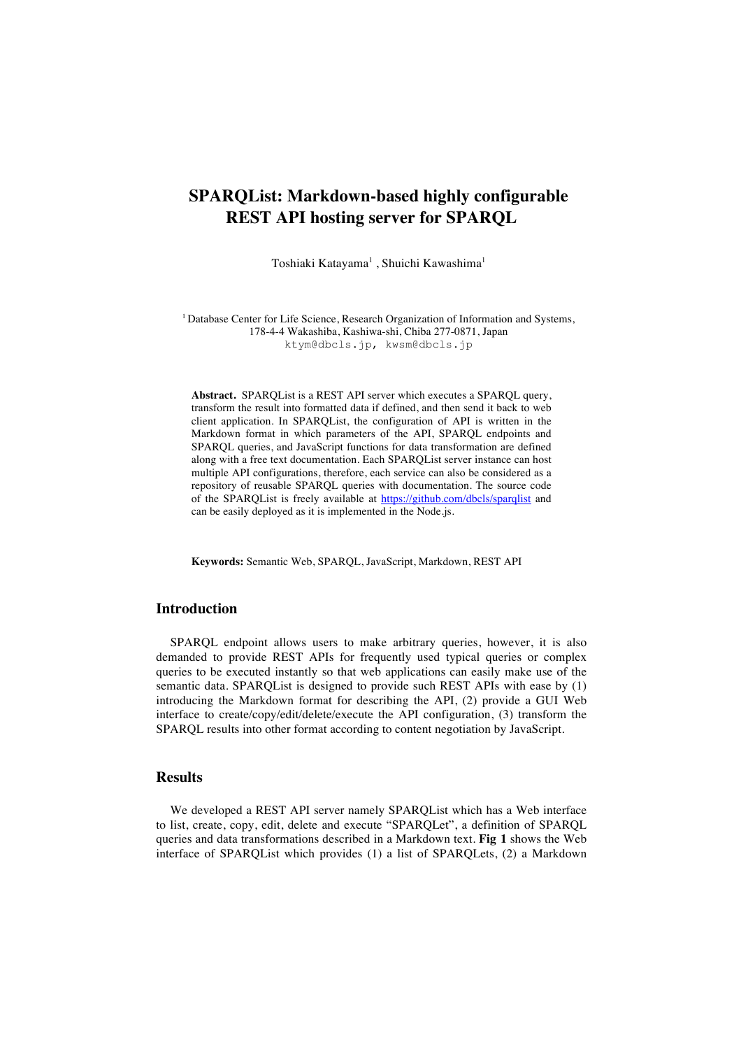# SPARQList: Markdown-based highly configurable REST API hosting server for SPARQL

Toshiaki Katayama[1] , Shuichi Kawashima[1]

[1] Database Center for Life Science, Research Organization of Information and Systems, 178-4-4 Wakashiba, Kashiwa-shi, Chiba 277-0871, Japan
ktym@dbcls.jp, kwsm@dbcls.jp

**Abstract.** SPARQList is a REST API server which executes a SPARQL query, transform the result into formatted data if defined, and then send it back to web client application. In SPARQList, the configuration of API is written in the Markdown format in which parameters of the API, SPARQL endpoints and SPARQL queries, and JavaScript functions for data transformation are defined along with a free text documentation. Each SPARQList server instance can host multiple API configurations, therefore, each service can also be considered as a repository of reusable SPARQL queries with documentation. The source code of the SPARQList is freely available at https://github.com/dbcls/sparqlist and can be easily deployed as it is implemented in the Node.js.

**Keywords:** Semantic Web, SPARQL, JavaScript, Markdown, REST API

## Introduction

SPARQL endpoint allows users to make arbitrary queries, however, it is also demanded to provide REST APIs for frequently used typical queries or complex queries to be executed instantly so that web applications can easily make use of the semantic data. SPARQList is designed to provide such REST APIs with ease by (1) introducing the Markdown format for describing the API, (2) provide a GUI Web interface to create/copy/edit/delete/execute the API configuration, (3) transform the SPARQL results into other format according to content negotiation by JavaScript.

## Results

We developed a REST API server namely SPARQList which has a Web interface to list, create, copy, edit, delete and execute "SPARQLet", a definition of SPARQL queries and data transformations described in a Markdown text. **Fig 1** shows the Web interface of SPARQList which provides (1) a list of SPARQLets, (2) a Markdown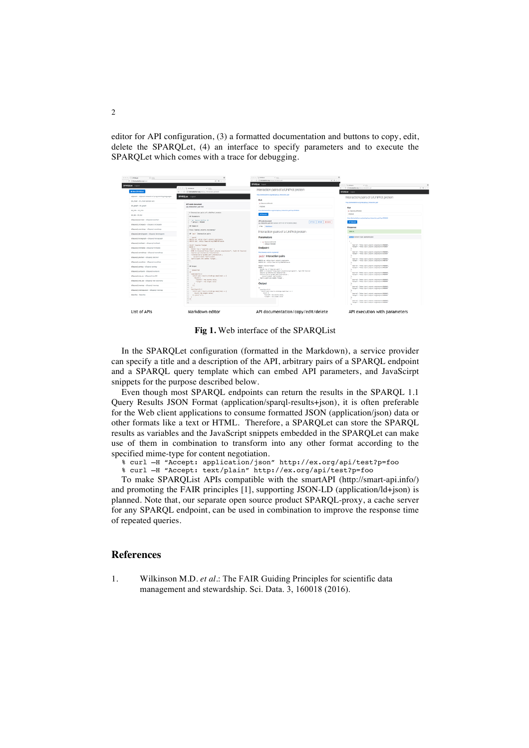editor for API configuration, (3) a formatted documentation and buttons to copy, edit, delete the SPARQLet, (4) an interface to specify parameters and to execute the SPARQLet which comes with a trace for debugging.

List of APIs

Markdown editor

API documentation/copy/edit/delete

API execution with parameters

**Fig 1.** Web interface of the SPARQList

In the SPARQLet configuration (formatted in the Markdown), a service provider can specify a title and a description of the API, arbitrary pairs of a SPARQL endpoint and a SPARQL query template which can embed API parameters, and JavaScirpt snippets for the purpose described below.

Even though most SPARQL endpoints can return the results in the SPARQL 1.1 Query Results JSON Format (application/sparql-results+json), it is often preferable for the Web client applications to consume formatted JSON (application/json) data or other formats like a text or HTML. Therefore, a SPARQLet can store the SPARQL results as variables and the JavaScript snippets embedded in the SPARQLet can make use of them in combination to transform into any other format according to the specified mime-type for content negotiation.

```
% curl —H "Accept: application/json" http://ex.org/api/test?p=foo
% curl —H "Accept: text/plain" http://ex.org/api/test?p=foo
```

To make SPARQList APIs compatible with the smartAPI (http://smart-api.info/) and promoting the FAIR principles [1], supporting JSON-LD (application/ld+json) is planned. Note that, our separate open source product SPARQL-proxy, a cache server for any SPARQL endpoint, can be used in combination to improve the response time of repeated queries.

## References

1. Wilkinson M.D. *et al*.: The FAIR Guiding Principles for scientific data management and stewardship. Sci. Data. 3, 160018 (2016).